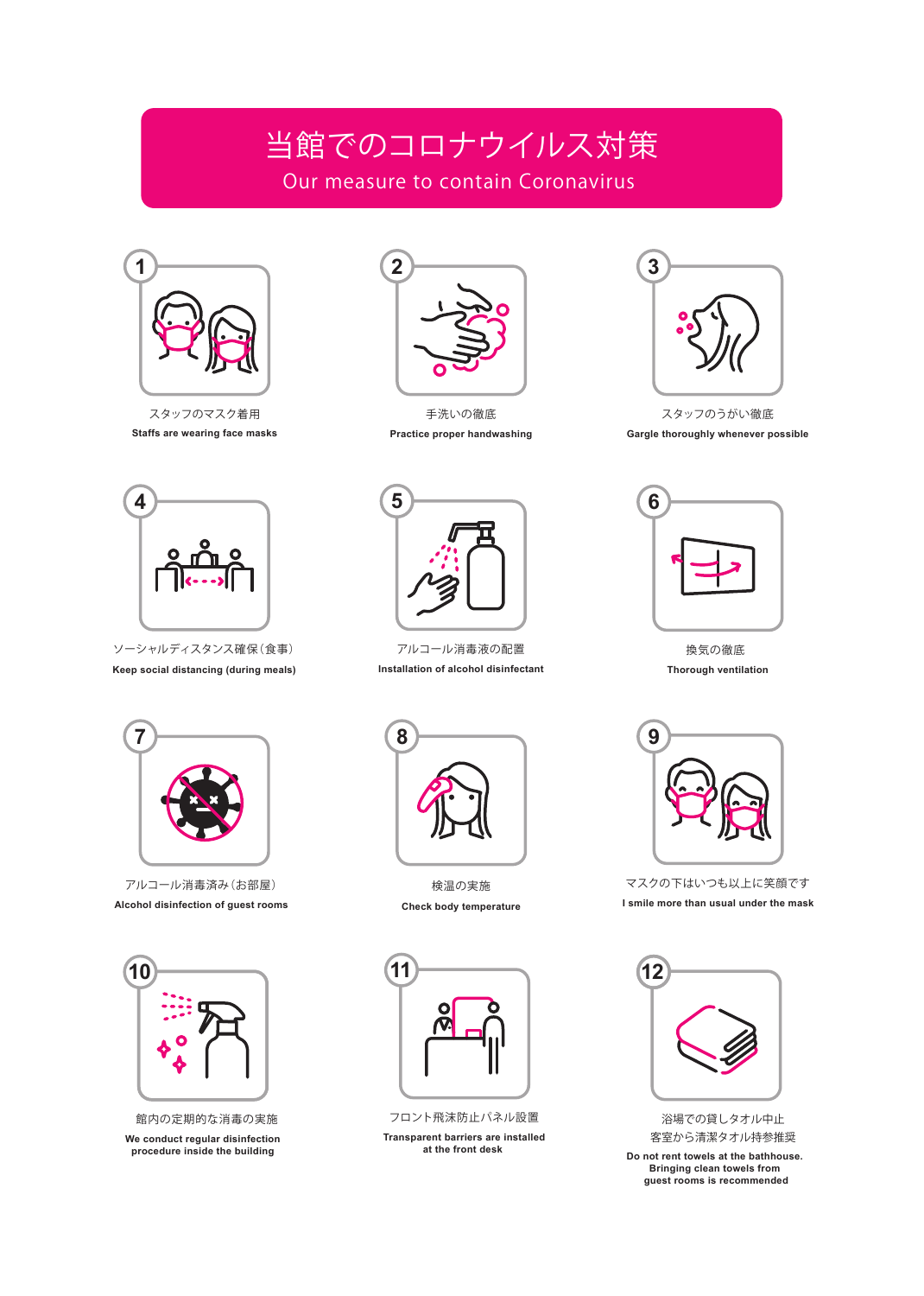# 当館でのコロナウイルス対策

## Our measure to contain Coronavirus

1. スタッフのマスク着用
**Staffs are wearing face masks**

2. 手洗いの徹底
**Practice proper handwashing**

3. スタッフのうがい徹底
**Gargle thoroughly whenever possible**

4. ソーシャルディスタンス確保（食事）
**Keep social distancing (during meals)**

5. アルコール消毒液の配置
**Installation of alcohol disinfectant**

6. 換気の徹底
**Thorough ventilation**

7. アルコール消毒済み（お部屋）
**Alcohol disinfection of guest rooms**

8. 検温の実施
**Check body temperature**

9. マスクの下はいつも以上に笑顔です
**I smile more than usual under the mask**

10. 館内の定期的な消毒の実施
**We conduct regular disinfection procedure inside the building**

11. フロント飛沫防止パネル設置
**Transparent barriers are installed at the front desk**

12. 浴場での貸しタオル中止
客室から清潔タオル持参推奨
**Do not rent towels at the bathhouse. Bringing clean towels from guest rooms is recommended**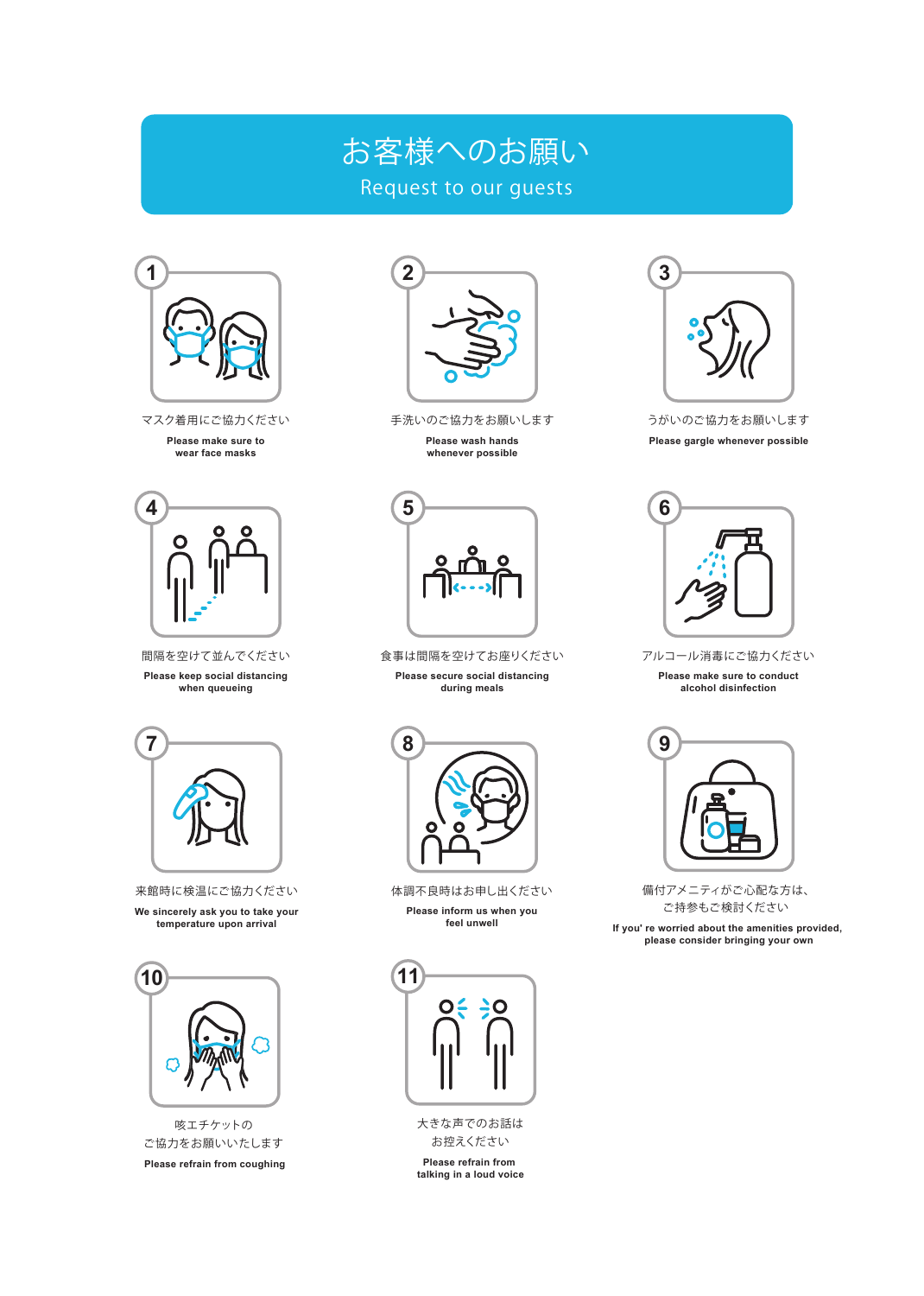# お客様へのお願い

## Request to our guests

**1**

マスク着用にご協力ください

**Please make sure to wear face masks**

**2**

手洗いのご協力をお願いします

**Please wash hands whenever possible**

**3**

うがいのご協力をお願いします

**Please gargle whenever possible**

**4**

間隔を空けて並んでください

**Please keep social distancing when queueing**

**5**

食事は間隔を空けてお座りください

**Please secure social distancing during meals**

**6**

アルコール消毒にご協力ください

**Please make sure to conduct alcohol disinfection**

**7**

来館時に検温にご協力ください

**We sincerely ask you to take your temperature upon arrival**

**8**

体調不良時はお申し出ください

**Please inform us when you feel unwell**

**9**

備付アメニティがご心配な方は、
ご持参もご検討ください

**If you' re worried about the amenities provided, please consider bringing your own**

**10**

咳エチケットの
ご協力をお願いいたします

**Please refrain from coughing**

**11**

大きな声でのお話は
お控えください

**Please refrain from talking in a loud voice**